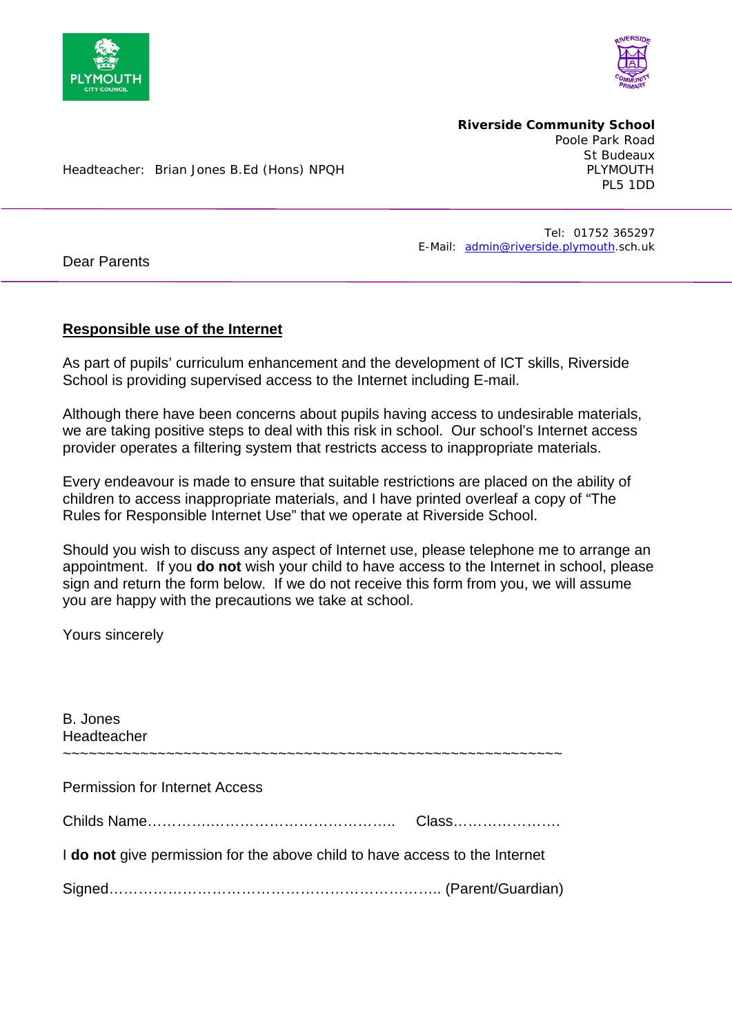Headteacher: Brian Jones B.Ed (Hons) NPQH

**Riverside Community School**
Poole Park Road
St Budeaux
PLYMOUTH
PL5 1DD

Tel: 01752 365297
E-Mail: admin@riverside.plymouth.sch.uk

Dear Parents

**Responsible use of the Internet**

As part of pupils' curriculum enhancement and the development of ICT skills, Riverside School is providing supervised access to the Internet including E-mail.

Although there have been concerns about pupils having access to undesirable materials, we are taking positive steps to deal with this risk in school. Our school's Internet access provider operates a filtering system that restricts access to inappropriate materials.

Every endeavour is made to ensure that suitable restrictions are placed on the ability of children to access inappropriate materials, and I have printed overleaf a copy of "The Rules for Responsible Internet Use" that we operate at Riverside School.

Should you wish to discuss any aspect of Internet use, please telephone me to arrange an appointment. If you **do not** wish your child to have access to the Internet in school, please sign and return the form below. If we do not receive this form from you, we will assume you are happy with the precautions we take at school.

Yours sincerely

B. Jones
Headteacher

~~~~~~~~~~~~~~~~~~~~~~~~~~~~~~~~~~~~~~~~~~~~~~~~~~~~~~~~~

Permission for Internet Access

Childs Name………….……………………………………….. Class………………….

I **do not** give permission for the above child to have access to the Internet

Signed………………………………………………………….. (Parent/Guardian)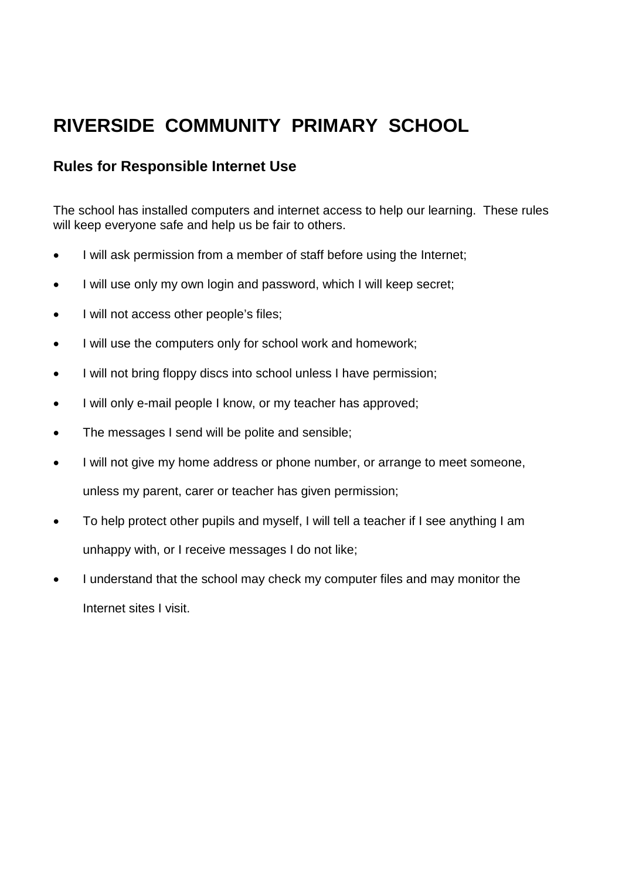# RIVERSIDE COMMUNITY PRIMARY SCHOOL

## Rules for Responsible Internet Use

The school has installed computers and internet access to help our learning. These rules will keep everyone safe and help us be fair to others.

- I will ask permission from a member of staff before using the Internet;
- I will use only my own login and password, which I will keep secret;
- I will not access other people's files;
- I will use the computers only for school work and homework;
- I will not bring floppy discs into school unless I have permission;
- I will only e-mail people I know, or my teacher has approved;
- The messages I send will be polite and sensible;
- I will not give my home address or phone number, or arrange to meet someone, unless my parent, carer or teacher has given permission;
- To help protect other pupils and myself, I will tell a teacher if I see anything I am unhappy with, or I receive messages I do not like;
- I understand that the school may check my computer files and may monitor the Internet sites I visit.